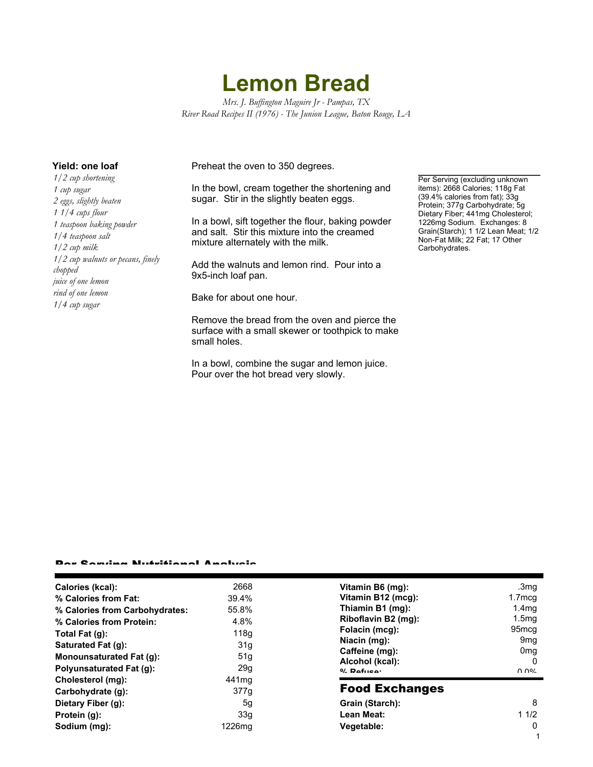# Lemon Bread

*Mrs. J. Buffington Maguire Jr - Pampas, TX*
*River Road Recipes II (1976) - The Junion League, Baton Rouge, LA*

**Yield: one loaf**

*1/2 cup shortening*
*1 cup sugar*
*2 eggs, slightly beaten*
*1 1/4 cups flour*
*1 teaspoon baking powder*
*1/4 teaspoon salt*
*1/2 cup milk*
*1/2 cup walnuts or pecans, finely chopped*
*juice of one lemon*
*rind of one lemon*
*1/4 cup sugar*

Preheat the oven to 350 degrees.

In the bowl, cream together the shortening and sugar. Stir in the slightly beaten eggs.

In a bowl, sift together the flour, baking powder and salt. Stir this mixture into the creamed mixture alternately with the milk.

Add the walnuts and lemon rind. Pour into a 9x5-inch loaf pan.

Bake for about one hour.

Remove the bread from the oven and pierce the surface with a small skewer or toothpick to make small holes.

In a bowl, combine the sugar and lemon juice. Pour over the hot bread very slowly.

Per Serving (excluding unknown items): 2668 Calories; 118g Fat (39.4% calories from fat); 33g Protein; 377g Carbohydrate; 5g Dietary Fiber; 441mg Cholesterol; 1226mg Sodium. Exchanges: 8 Grain(Starch); 1 1/2 Lean Meat; 1/2 Non-Fat Milk; 22 Fat; 17 Other Carbohydrates.

## Per Serving Nutritional Analysis

| | |
|---|---|
| **Calories (kcal):** | 2668 |
| **% Calories from Fat:** | 39.4% |
| **% Calories from Carbohydrates:** | 55.8% |
| **% Calories from Protein:** | 4.8% |
| **Total Fat (g):** | 118g |
| **Saturated Fat (g):** | 31g |
| **Monounsaturated Fat (g):** | 51g |
| **Polyunsaturated Fat (g):** | 29g |
| **Cholesterol (mg):** | 441mg |
| **Carbohydrate (g):** | 377g |
| **Dietary Fiber (g):** | 5g |
| **Protein (g):** | 33g |
| **Sodium (mg):** | 1226mg |

| | |
|---|---|
| **Vitamin B6 (mg):** | .3mg |
| **Vitamin B12 (mcg):** | 1.7mcg |
| **Thiamin B1 (mg):** | 1.4mg |
| **Riboflavin B2 (mg):** | 1.5mg |
| **Folacin (mcg):** | 95mcg |
| **Niacin (mg):** | 9mg |
| **Caffeine (mg):** | 0mg |
| **Alcohol (kcal):** | 0 |
| **% Refuse:** | 0.0% |

## Food Exchanges

| | |
|---|---|
| **Grain (Starch):** | 8 |
| **Lean Meat:** | 1 1/2 |
| **Vegetable:** | 0 |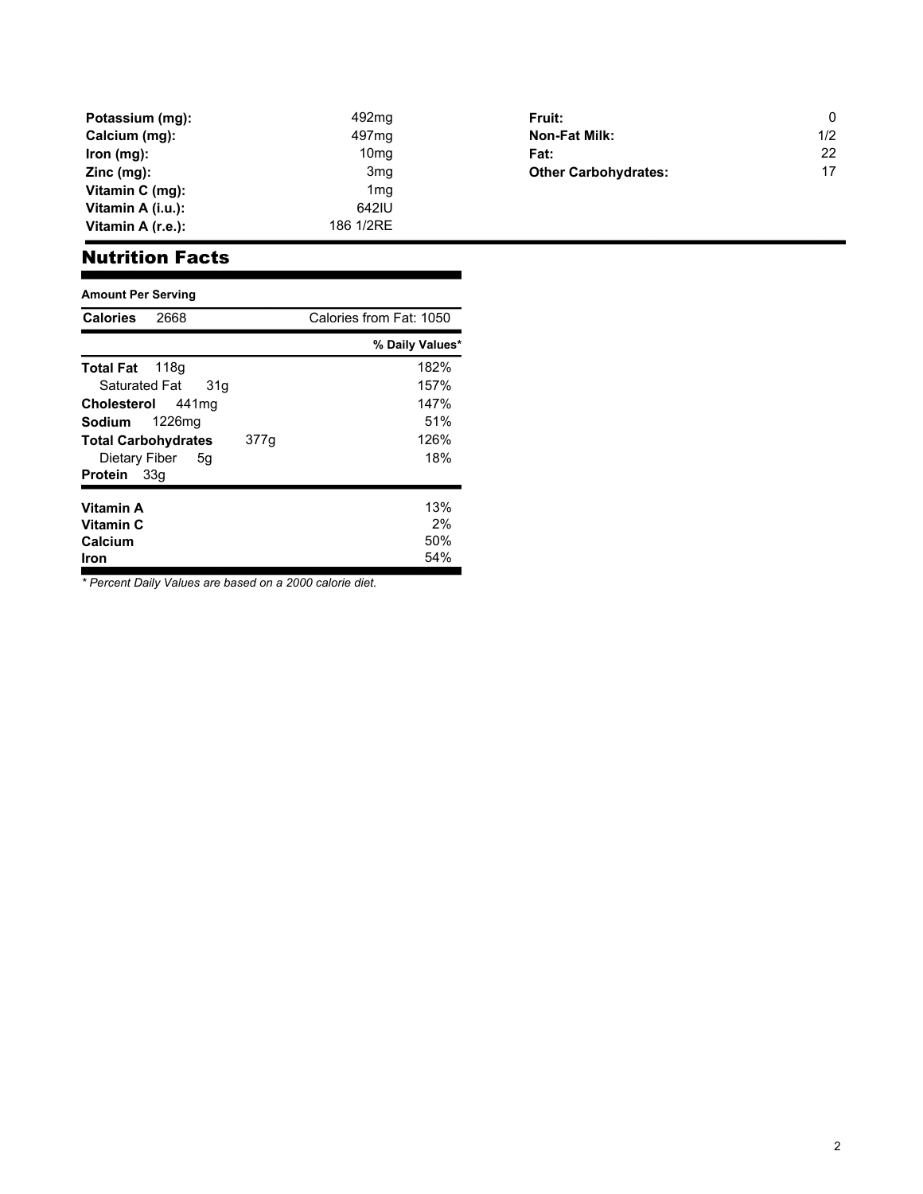| | |
|---|---|
| **Potassium (mg):** | 492mg |
| **Calcium (mg):** | 497mg |
| **Iron (mg):** | 10mg |
| **Zinc (mg):** | 3mg |
| **Vitamin C (mg):** | 1mg |
| **Vitamin A (i.u.):** | 642IU |
| **Vitamin A (r.e.):** | 186 1/2RE |

| | |
|---|---|
| **Fruit:** | 0 |
| **Non-Fat Milk:** | 1/2 |
| **Fat:** | 22 |
| **Other Carbohydrates:** | 17 |

## Nutrition Facts

**Amount Per Serving**

| | |
|---|---|
| **Calories** 2668 | Calories from Fat: 1050 |
| | **% Daily Values*** |
| **Total Fat** 118g | 182% |
| Saturated Fat 31g | 157% |
| **Cholesterol** 441mg | 147% |
| **Sodium** 1226mg | 51% |
| **Total Carbohydrates** 377g | 126% |
| Dietary Fiber 5g | 18% |
| **Protein** 33g | |
| **Vitamin A** | 13% |
| **Vitamin C** | 2% |
| **Calcium** | 50% |
| **Iron** | 54% |

*\* Percent Daily Values are based on a 2000 calorie diet.*